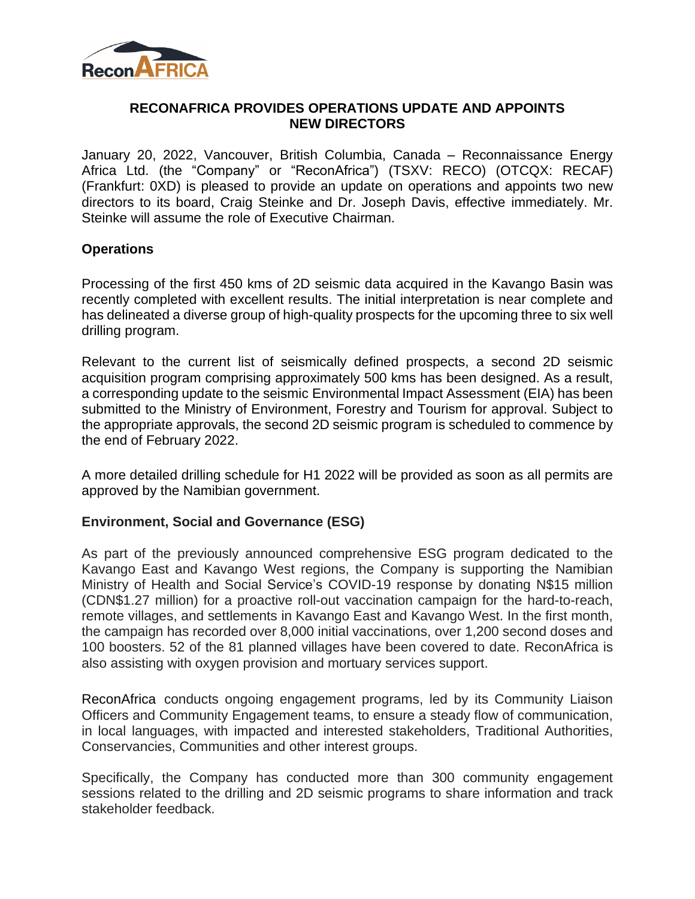# RECONAFRICA PROVIDES OPERATIONS UPDATE AND APPOINTS NEW DIRECTORS

January 20, 2022, Vancouver, British Columbia, Canada – Reconnaissance Energy Africa Ltd. (the "Company" or "ReconAfrica") (TSXV: RECO) (OTCQX: RECAF) (Frankfurt: 0XD) is pleased to provide an update on operations and appoints two new directors to its board, Craig Steinke and Dr. Joseph Davis, effective immediately. Mr. Steinke will assume the role of Executive Chairman.

## Operations

Processing of the first 450 kms of 2D seismic data acquired in the Kavango Basin was recently completed with excellent results. The initial interpretation is near complete and has delineated a diverse group of high-quality prospects for the upcoming three to six well drilling program.

Relevant to the current list of seismically defined prospects, a second 2D seismic acquisition program comprising approximately 500 kms has been designed. As a result, a corresponding update to the seismic Environmental Impact Assessment (EIA) has been submitted to the Ministry of Environment, Forestry and Tourism for approval. Subject to the appropriate approvals, the second 2D seismic program is scheduled to commence by the end of February 2022.

A more detailed drilling schedule for H1 2022 will be provided as soon as all permits are approved by the Namibian government.

## Environment, Social and Governance (ESG)

As part of the previously announced comprehensive ESG program dedicated to the Kavango East and Kavango West regions, the Company is supporting the Namibian Ministry of Health and Social Service's COVID-19 response by donating N$15 million (CDN$1.27 million) for a proactive roll-out vaccination campaign for the hard-to-reach, remote villages, and settlements in Kavango East and Kavango West. In the first month, the campaign has recorded over 8,000 initial vaccinations, over 1,200 second doses and 100 boosters. 52 of the 81 planned villages have been covered to date. ReconAfrica is also assisting with oxygen provision and mortuary services support.

ReconAfrica conducts ongoing engagement programs, led by its Community Liaison Officers and Community Engagement teams, to ensure a steady flow of communication, in local languages, with impacted and interested stakeholders, Traditional Authorities, Conservancies, Communities and other interest groups.

Specifically, the Company has conducted more than 300 community engagement sessions related to the drilling and 2D seismic programs to share information and track stakeholder feedback.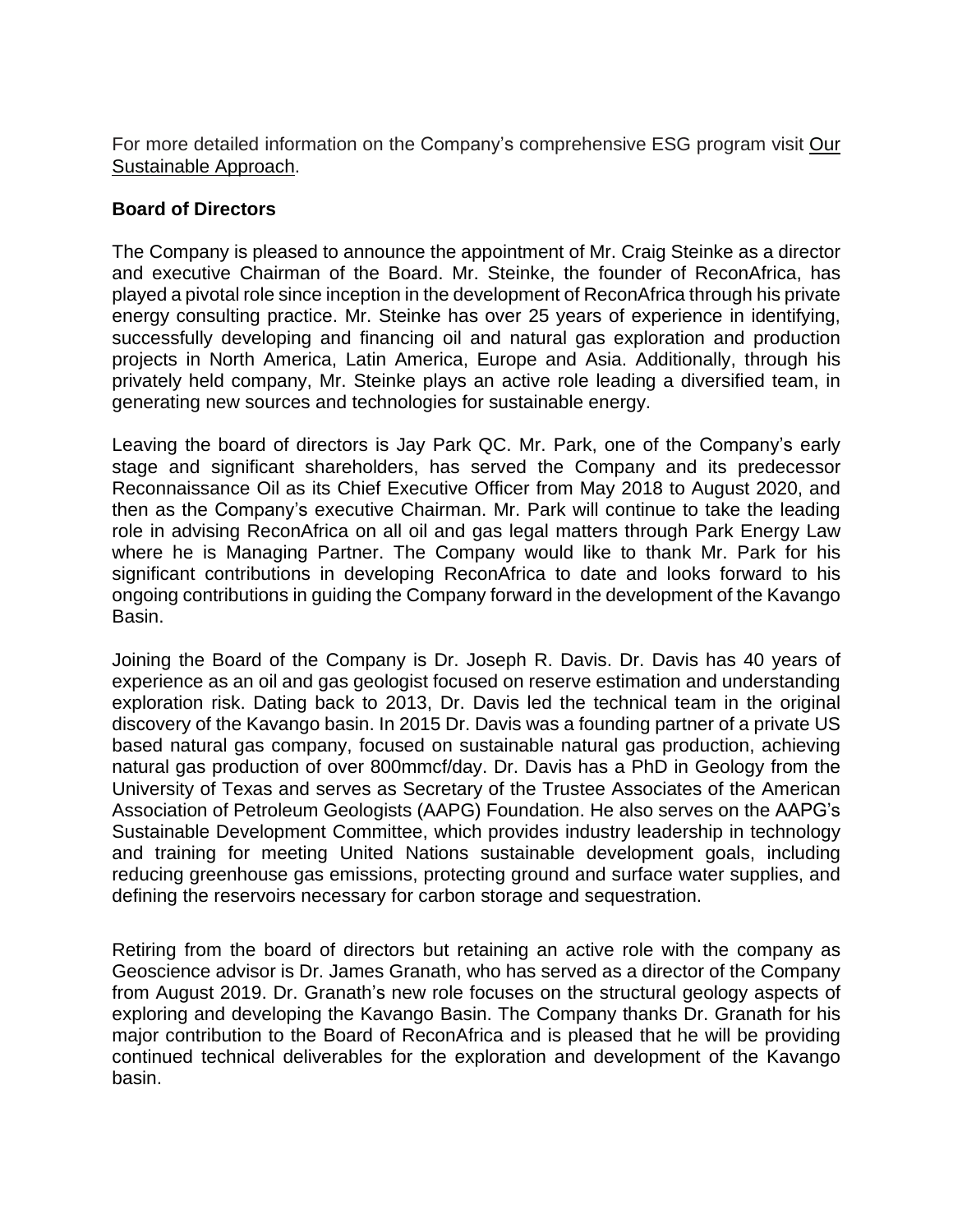For more detailed information on the Company's comprehensive ESG program visit Our Sustainable Approach.

**Board of Directors**

The Company is pleased to announce the appointment of Mr. Craig Steinke as a director and executive Chairman of the Board. Mr. Steinke, the founder of ReconAfrica, has played a pivotal role since inception in the development of ReconAfrica through his private energy consulting practice. Mr. Steinke has over 25 years of experience in identifying, successfully developing and financing oil and natural gas exploration and production projects in North America, Latin America, Europe and Asia. Additionally, through his privately held company, Mr. Steinke plays an active role leading a diversified team, in generating new sources and technologies for sustainable energy.

Leaving the board of directors is Jay Park QC. Mr. Park, one of the Company's early stage and significant shareholders, has served the Company and its predecessor Reconnaissance Oil as its Chief Executive Officer from May 2018 to August 2020, and then as the Company's executive Chairman. Mr. Park will continue to take the leading role in advising ReconAfrica on all oil and gas legal matters through Park Energy Law where he is Managing Partner. The Company would like to thank Mr. Park for his significant contributions in developing ReconAfrica to date and looks forward to his ongoing contributions in guiding the Company forward in the development of the Kavango Basin.

Joining the Board of the Company is Dr. Joseph R. Davis. Dr. Davis has 40 years of experience as an oil and gas geologist focused on reserve estimation and understanding exploration risk. Dating back to 2013, Dr. Davis led the technical team in the original discovery of the Kavango basin. In 2015 Dr. Davis was a founding partner of a private US based natural gas company, focused on sustainable natural gas production, achieving natural gas production of over 800mmcf/day. Dr. Davis has a PhD in Geology from the University of Texas and serves as Secretary of the Trustee Associates of the American Association of Petroleum Geologists (AAPG) Foundation. He also serves on the AAPG's Sustainable Development Committee, which provides industry leadership in technology and training for meeting United Nations sustainable development goals, including reducing greenhouse gas emissions, protecting ground and surface water supplies, and defining the reservoirs necessary for carbon storage and sequestration.

Retiring from the board of directors but retaining an active role with the company as Geoscience advisor is Dr. James Granath, who has served as a director of the Company from August 2019. Dr. Granath's new role focuses on the structural geology aspects of exploring and developing the Kavango Basin. The Company thanks Dr. Granath for his major contribution to the Board of ReconAfrica and is pleased that he will be providing continued technical deliverables for the exploration and development of the Kavango basin.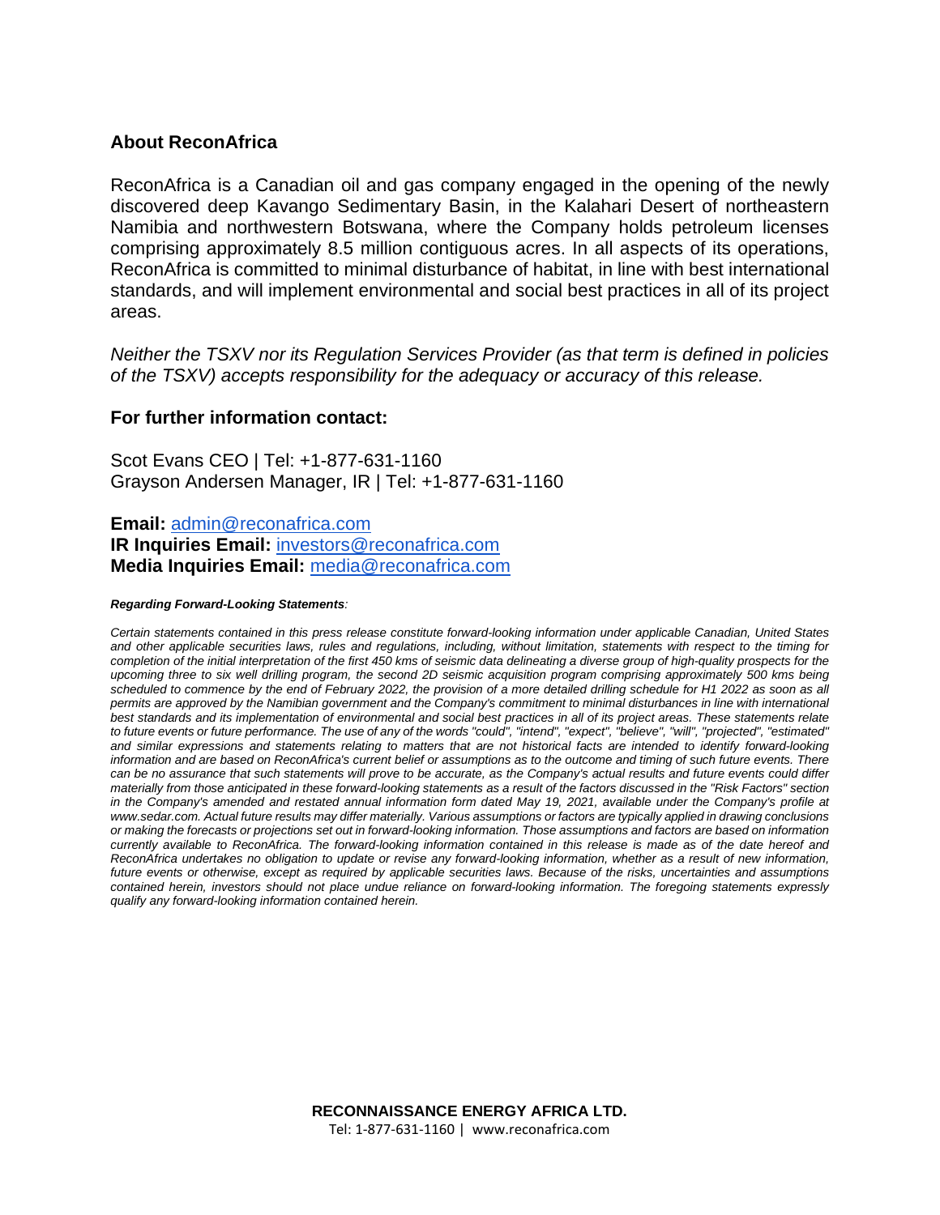## About ReconAfrica

ReconAfrica is a Canadian oil and gas company engaged in the opening of the newly discovered deep Kavango Sedimentary Basin, in the Kalahari Desert of northeastern Namibia and northwestern Botswana, where the Company holds petroleum licenses comprising approximately 8.5 million contiguous acres. In all aspects of its operations, ReconAfrica is committed to minimal disturbance of habitat, in line with best international standards, and will implement environmental and social best practices in all of its project areas.

*Neither the TSXV nor its Regulation Services Provider (as that term is defined in policies of the TSXV) accepts responsibility for the adequacy or accuracy of this release.*

## For further information contact:

Scot Evans CEO | Tel: +1-877-631-1160
Grayson Andersen Manager, IR | Tel: +1-877-631-1160

**Email:** admin@reconafrica.com
**IR Inquiries Email:** investors@reconafrica.com
**Media Inquiries Email:** media@reconafrica.com

***Regarding Forward-Looking Statements**:*

*Certain statements contained in this press release constitute forward-looking information under applicable Canadian, United States and other applicable securities laws, rules and regulations, including, without limitation, statements with respect to the timing for completion of the initial interpretation of the first 450 kms of seismic data delineating a diverse group of high-quality prospects for the upcoming three to six well drilling program, the second 2D seismic acquisition program comprising approximately 500 kms being scheduled to commence by the end of February 2022, the provision of a more detailed drilling schedule for H1 2022 as soon as all permits are approved by the Namibian government and the Company's commitment to minimal disturbances in line with international best standards and its implementation of environmental and social best practices in all of its project areas. These statements relate to future events or future performance. The use of any of the words "could", "intend", "expect", "believe", "will", "projected", "estimated" and similar expressions and statements relating to matters that are not historical facts are intended to identify forward-looking information and are based on ReconAfrica's current belief or assumptions as to the outcome and timing of such future events. There can be no assurance that such statements will prove to be accurate, as the Company's actual results and future events could differ materially from those anticipated in these forward-looking statements as a result of the factors discussed in the "Risk Factors" section in the Company's amended and restated annual information form dated May 19, 2021, available under the Company's profile at www.sedar.com. Actual future results may differ materially. Various assumptions or factors are typically applied in drawing conclusions or making the forecasts or projections set out in forward-looking information. Those assumptions and factors are based on information currently available to ReconAfrica. The forward-looking information contained in this release is made as of the date hereof and ReconAfrica undertakes no obligation to update or revise any forward-looking information, whether as a result of new information, future events or otherwise, except as required by applicable securities laws. Because of the risks, uncertainties and assumptions contained herein, investors should not place undue reliance on forward-looking information. The foregoing statements expressly qualify any forward-looking information contained herein.*